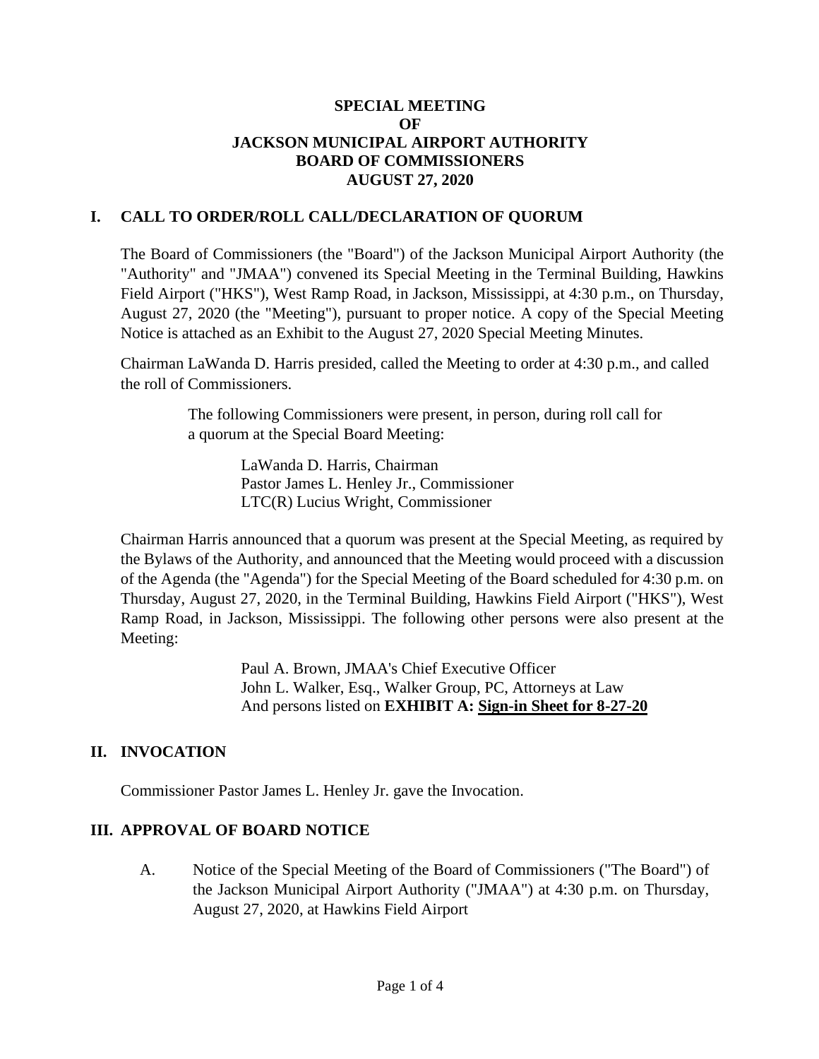**SPECIAL MEETING**
**OF**
**JACKSON MUNICIPAL AIRPORT AUTHORITY**
**BOARD OF COMMISSIONERS**
**AUGUST 27, 2020**

## I. CALL TO ORDER/ROLL CALL/DECLARATION OF QUORUM

The Board of Commissioners (the "Board") of the Jackson Municipal Airport Authority (the "Authority" and "JMAA") convened its Special Meeting in the Terminal Building, Hawkins Field Airport ("HKS"), West Ramp Road, in Jackson, Mississippi, at 4:30 p.m., on Thursday, August 27, 2020 (the "Meeting"), pursuant to proper notice. A copy of the Special Meeting Notice is attached as an Exhibit to the August 27, 2020 Special Meeting Minutes.

Chairman LaWanda D. Harris presided, called the Meeting to order at 4:30 p.m., and called the roll of Commissioners.

The following Commissioners were present, in person, during roll call for a quorum at the Special Board Meeting:

LaWanda D. Harris, Chairman
Pastor James L. Henley Jr., Commissioner
LTC(R) Lucius Wright, Commissioner

Chairman Harris announced that a quorum was present at the Special Meeting, as required by the Bylaws of the Authority, and announced that the Meeting would proceed with a discussion of the Agenda (the "Agenda") for the Special Meeting of the Board scheduled for 4:30 p.m. on Thursday, August 27, 2020, in the Terminal Building, Hawkins Field Airport ("HKS"), West Ramp Road, in Jackson, Mississippi. The following other persons were also present at the Meeting:

Paul A. Brown, JMAA's Chief Executive Officer
John L. Walker, Esq., Walker Group, PC, Attorneys at Law
And persons listed on **EXHIBIT A: Sign-in Sheet for 8-27-20**

## II. INVOCATION

Commissioner Pastor James L. Henley Jr. gave the Invocation.

## III. APPROVAL OF BOARD NOTICE

A. Notice of the Special Meeting of the Board of Commissioners ("The Board") of the Jackson Municipal Airport Authority ("JMAA") at 4:30 p.m. on Thursday, August 27, 2020, at Hawkins Field Airport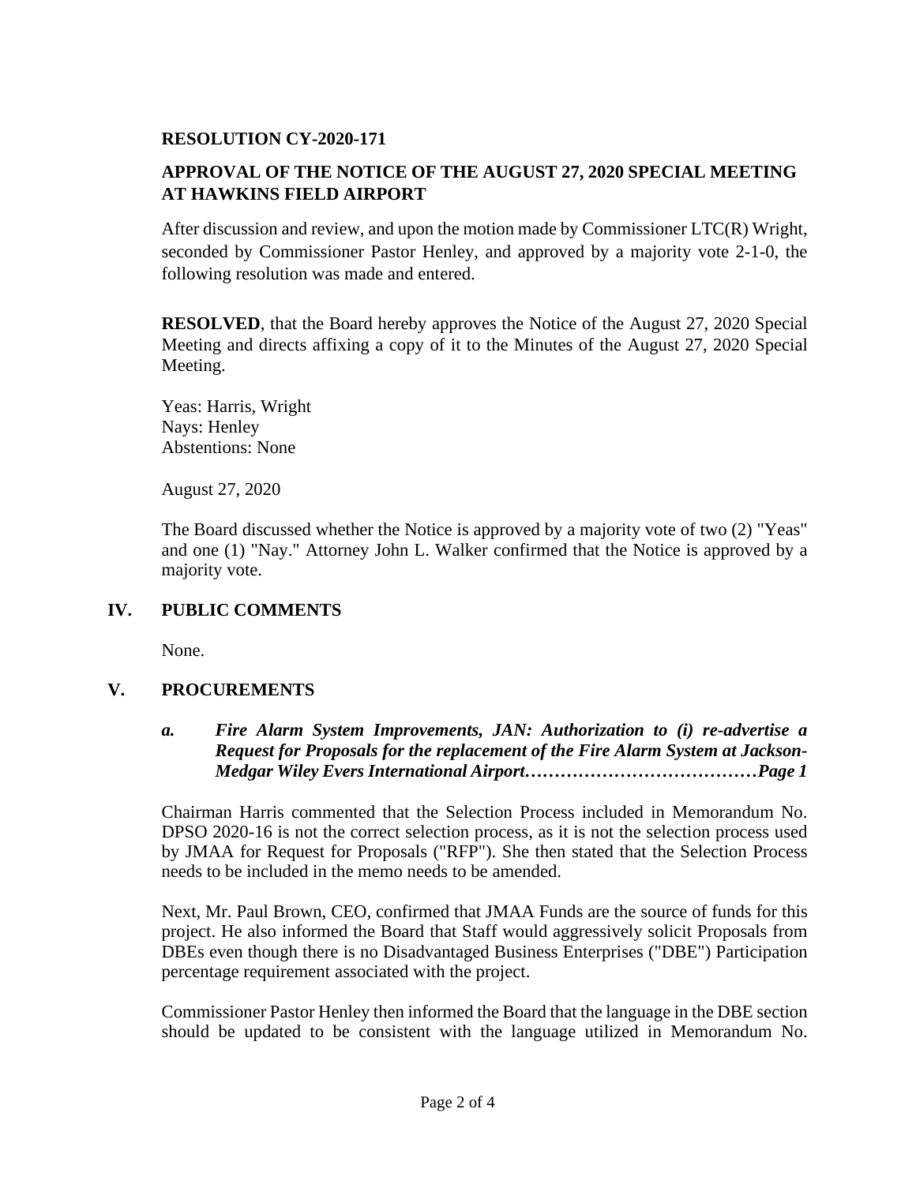**RESOLUTION CY-2020-171**

**APPROVAL OF THE NOTICE OF THE AUGUST 27, 2020 SPECIAL MEETING AT HAWKINS FIELD AIRPORT**

After discussion and review, and upon the motion made by Commissioner LTC(R) Wright, seconded by Commissioner Pastor Henley, and approved by a majority vote 2-1-0, the following resolution was made and entered.

**RESOLVED**, that the Board hereby approves the Notice of the August 27, 2020 Special Meeting and directs affixing a copy of it to the Minutes of the August 27, 2020 Special Meeting.

Yeas: Harris, Wright
Nays: Henley
Abstentions: None

August 27, 2020

The Board discussed whether the Notice is approved by a majority vote of two (2) "Yeas" and one (1) "Nay." Attorney John L. Walker confirmed that the Notice is approved by a majority vote.

## IV. PUBLIC COMMENTS

None.

## V. PROCUREMENTS

***a. Fire Alarm System Improvements, JAN: Authorization to (i) re-advertise a Request for Proposals for the replacement of the Fire Alarm System at Jackson-Medgar Wiley Evers International Airport…………………………………Page 1***

Chairman Harris commented that the Selection Process included in Memorandum No. DPSO 2020-16 is not the correct selection process, as it is not the selection process used by JMAA for Request for Proposals ("RFP"). She then stated that the Selection Process needs to be included in the memo needs to be amended.

Next, Mr. Paul Brown, CEO, confirmed that JMAA Funds are the source of funds for this project. He also informed the Board that Staff would aggressively solicit Proposals from DBEs even though there is no Disadvantaged Business Enterprises ("DBE") Participation percentage requirement associated with the project.

Commissioner Pastor Henley then informed the Board that the language in the DBE section should be updated to be consistent with the language utilized in Memorandum No.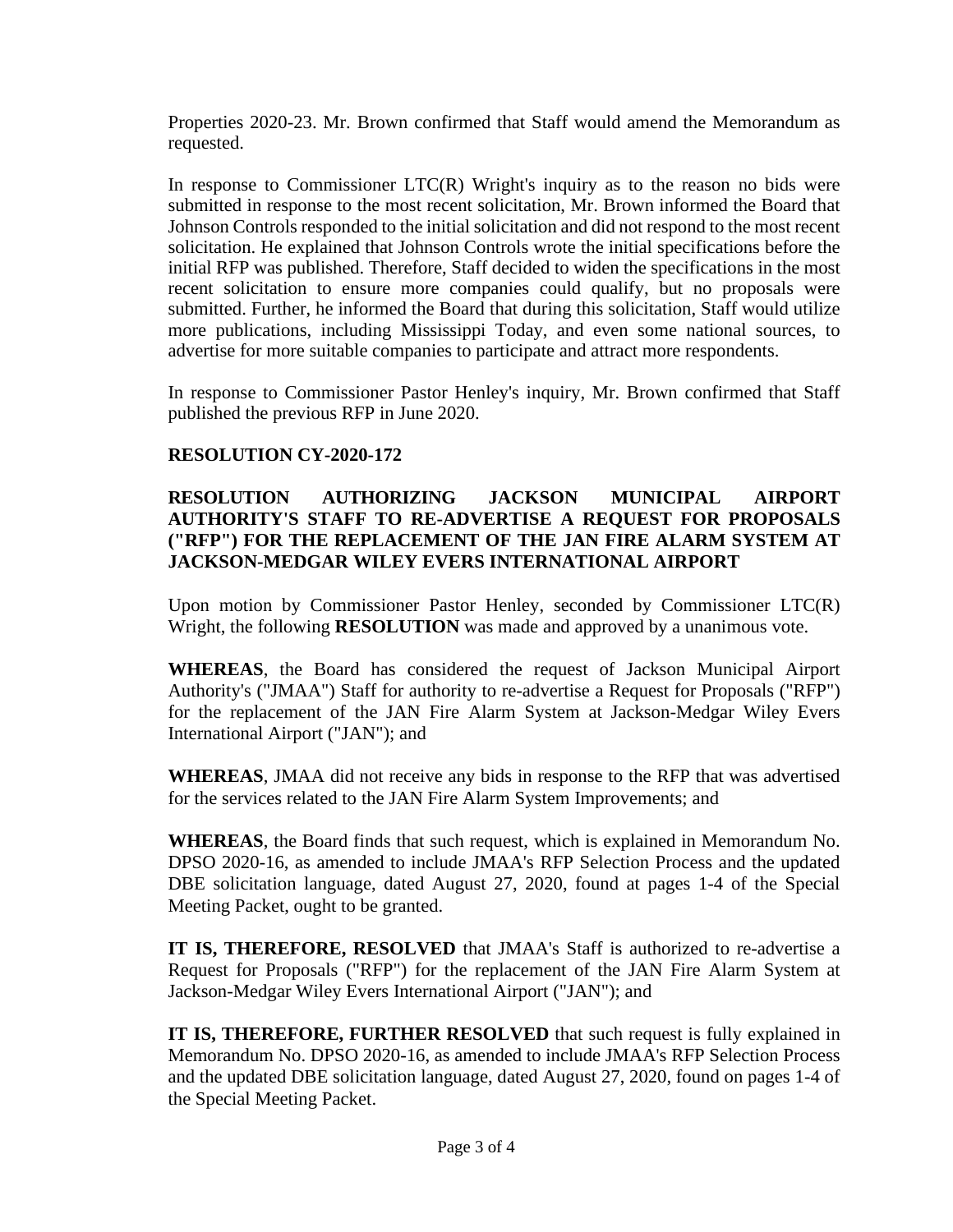Properties 2020-23. Mr. Brown confirmed that Staff would amend the Memorandum as requested.

In response to Commissioner LTC(R) Wright's inquiry as to the reason no bids were submitted in response to the most recent solicitation, Mr. Brown informed the Board that Johnson Controls responded to the initial solicitation and did not respond to the most recent solicitation. He explained that Johnson Controls wrote the initial specifications before the initial RFP was published. Therefore, Staff decided to widen the specifications in the most recent solicitation to ensure more companies could qualify, but no proposals were submitted. Further, he informed the Board that during this solicitation, Staff would utilize more publications, including Mississippi Today, and even some national sources, to advertise for more suitable companies to participate and attract more respondents.

In response to Commissioner Pastor Henley's inquiry, Mr. Brown confirmed that Staff published the previous RFP in June 2020.

**RESOLUTION CY-2020-172**

**RESOLUTION AUTHORIZING JACKSON MUNICIPAL AIRPORT AUTHORITY'S STAFF TO RE-ADVERTISE A REQUEST FOR PROPOSALS ("RFP") FOR THE REPLACEMENT OF THE JAN FIRE ALARM SYSTEM AT JACKSON-MEDGAR WILEY EVERS INTERNATIONAL AIRPORT**

Upon motion by Commissioner Pastor Henley, seconded by Commissioner LTC(R) Wright, the following **RESOLUTION** was made and approved by a unanimous vote.

**WHEREAS**, the Board has considered the request of Jackson Municipal Airport Authority's ("JMAA") Staff for authority to re-advertise a Request for Proposals ("RFP") for the replacement of the JAN Fire Alarm System at Jackson-Medgar Wiley Evers International Airport ("JAN"); and

**WHEREAS**, JMAA did not receive any bids in response to the RFP that was advertised for the services related to the JAN Fire Alarm System Improvements; and

**WHEREAS**, the Board finds that such request, which is explained in Memorandum No. DPSO 2020-16, as amended to include JMAA's RFP Selection Process and the updated DBE solicitation language, dated August 27, 2020, found at pages 1-4 of the Special Meeting Packet, ought to be granted.

**IT IS, THEREFORE, RESOLVED** that JMAA's Staff is authorized to re-advertise a Request for Proposals ("RFP") for the replacement of the JAN Fire Alarm System at Jackson-Medgar Wiley Evers International Airport ("JAN"); and

**IT IS, THEREFORE, FURTHER RESOLVED** that such request is fully explained in Memorandum No. DPSO 2020-16, as amended to include JMAA's RFP Selection Process and the updated DBE solicitation language, dated August 27, 2020, found on pages 1-4 of the Special Meeting Packet.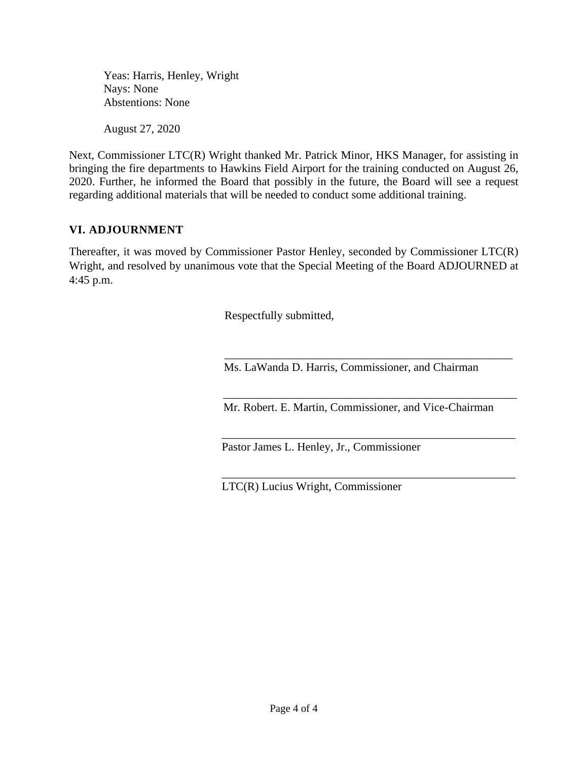Yeas: Harris, Henley, Wright
Nays: None
Abstentions: None

August 27, 2020

Next, Commissioner LTC(R) Wright thanked Mr. Patrick Minor, HKS Manager, for assisting in bringing the fire departments to Hawkins Field Airport for the training conducted on August 26, 2020. Further, he informed the Board that possibly in the future, the Board will see a request regarding additional materials that will be needed to conduct some additional training.

## VI. ADJOURNMENT

Thereafter, it was moved by Commissioner Pastor Henley, seconded by Commissioner LTC(R) Wright, and resolved by unanimous vote that the Special Meeting of the Board ADJOURNED at 4:45 p.m.

Respectfully submitted,

___________________________________________________
Ms. LaWanda D. Harris, Commissioner, and Chairman

___________________________________________________
Mr. Robert. E. Martin, Commissioner, and Vice-Chairman

___________________________________________________
Pastor James L. Henley, Jr., Commissioner

___________________________________________________
LTC(R) Lucius Wright, Commissioner